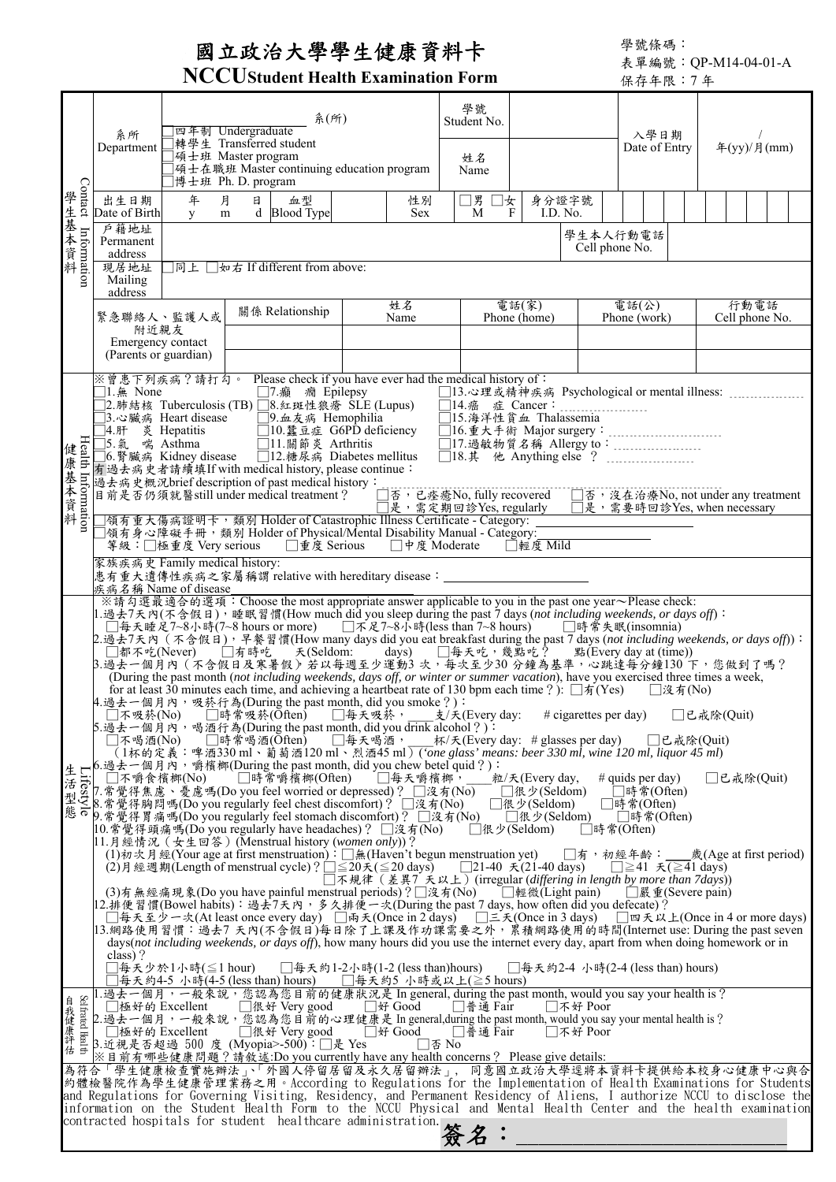# 國立政治大學學生健康資料卡

**NCCUStudent Health Examination Form**

學號條碼：
表單編號：QP-M14-04-01-A
保存年限：7 年

## 學生基本資料 Contact Information

| 系所 Department | 系(所) □四年制 Undergraduate □轉學生 Transferred student □碩士班 Master program □碩士在職班 Master continuing education program □博士班 Ph. D. program | 學號 Student No. | | 入學日期 Date of Entry | / 年(yy)/月(mm) |
|---|---|---|---|---|---|
| | | 姓名 Name | | | |
| 出生日期 Date of Birth | 年 y 月 m 日 d 血型 Blood Type | 性別 Sex | □男 M □女 F | 身分證字號 I.D. No. | |
| 戶籍地址 Permanent address | | | | 學生本人行動電話 Cell phone No. | |
| 現居地址 Mailing address | □同上 □如右 If different from above: | | | | |

| 緊急聯絡人、監護人或附近親友 Emergency contact (Parents or guardian) | 關係 Relationship | 姓名 Name | 電話(家) Phone (home) | 電話(公) Phone (work) | 行動電話 Cell phone No. |
|---|---|---|---|---|---|
| | | | | | |
| | | | | | |

## 健康基本資料 Health Information

※曾患下列疾病？請打勾。 Please check if you have ever had the medical history of：

□1.無 None
□2.肺結核 Tuberculosis (TB)
□3.心臟病 Heart disease
□4.肝 炎 Hepatitis
□5.氣 喘 Asthma
□6.腎臟病 Kidney disease
□7.癲 癇 Epilepsy
□8.紅斑性狼瘡 SLE (Lupus)
□9.血友病 Hemophilia
□10.蠶豆症 G6PD deficiency
□11.關節炎 Arthritis
□12.糖尿病 Diabetes mellitus
□13.心理或精神疾病 Psychological or mental illness: ________
□14.癌 症 Cancer：________
□15.海洋性貧血 Thalassemia
□16.重大手術 Major surgery：________
□17.過敏物質名稱 Allergy to：________
□18.其 他 Anything else ？ ________

有過去病史者請續填If with medical history, please continue：
過去病史概況brief description of past medical history：________
目前是否仍須就醫still under medical treatment？ □否，已痊癒No, fully recovered □否，沒在治療No, not under any treatment □是，需定期回診Yes, regularly □是，需要時回診Yes, when necessary

□領有重大傷病證明卡，類別 Holder of Catastrophic Illness Certificate - Category: ________
□領有身心障礙手冊，類別 Holder of Physical/Mental Disability Manual - Category: ________
等級：□極重度 Very serious □重度 Serious □中度 Moderate □輕度 Mild

家族疾病史 Family medical history:
患有重大遺傳性疾病之家屬稱謂 relative with hereditary disease：________
疾病名稱 Name of disease________

## 生活型態 Lifestyle

※請勾選最適合的選項：Choose the most appropriate answer applicable to you in the past one year～Please check:

1.過去7天內(不含假日)，睡眠習慣(How much did you sleep during the past 7 days (*not including weekends, or days off*)：
□每天睡足7~8小時(7~8 hours or more) □不足7~8小時(less than 7~8 hours) □時常失眠(insomnia)

2.過去7天內（不含假日），早餐習慣(How many days did you eat breakfast during the past 7 days (*not including weekends, or days off*))：
□都不吃(Never) □有時吃 天(Seldom: days) □每天吃，幾點吃？ 點(Every day at (time))

3.過去一個月內（不含假日及寒暑假）若以每週至少運動3 次，每次至少30 分鐘為基準，心跳達每分鐘130 下，您做到了嗎？
(During the past month (*not including weekends, days off, or winter or summer vacation*), have you exercised three times a week, for at least 30 minutes each time, and achieving a heartbeat rate of 130 bpm each time？): □有(Yes) □沒有(No)

4.過去一個月內，吸菸行為(During the past month, did you smoke？)：
□不吸菸(No) □時常吸菸(Often) □每天吸菸，____支/天(Every day: # cigarettes per day) □已戒除(Quit)

5.過去一個月內，喝酒行為(During the past month, did you drink alcohol？)：
□不喝酒(No) □時常喝酒(Often) □每天喝酒，____杯/天(Every day: # glasses per day) □已戒除(Quit)
（1杯的定義：啤酒330 ml、葡萄酒120 ml、烈酒45 ml）(*'one glass' means: beer 330 ml, wine 120 ml, liquor 45 ml*)

6.過去一個月內，嚼檳榔(During the past month, did you chew betel quid？)：
□不嚼食檳榔(No) □時常嚼檳榔(Often) □每天嚼檳榔，____粒/天(Every day, # quids per day) □已戒除(Quit)

7.常覺得焦慮、憂慮嗎(Do you feel worried or depressed)？ □沒有(No) □很少(Seldom) □時常(Often)

8.常覺得胸悶嗎(Do you regularly feel chest discomfort)？ □沒有(No) □很少(Seldom) □時常(Often)

9.常覺得胃痛嗎(Do you regularly feel stomach discomfort)？ □沒有(No) □很少(Seldom) □時常(Often)

10.常覺得頭痛嗎(Do you regularly have headaches)？ □沒有(No) □很少(Seldom) □時常(Often)

11.月經情況（女生回答）(Menstrual history (*women only*))？
(1)初次月經(Your age at first menstruation)：□無(Haven't begun menstruation yet) □有，初經年齡：____歲(Age at first period)
(2)月經週期(Length of menstrual cycle)？□≦20天(≦20 days) □21-40 天(21-40 days) □≧41 天(≧41 days)
□不規律（差異7 天以上）(irregular (*differing in length by more than 7days*))
(3)有無經痛現象(Do you have painful menstrual periods)？□沒有(No) □輕微(Light pain) □嚴重(Severe pain)

12.排便習慣(Bowel habits)：過去7天內，多久排便一次(During the past 7 days, how often did you defecate)？
□每天至少一次(At least once every day) □兩天(Once in 2 days) □三天(Once in 3 days) □四天以上(Once in 4 or more days)

13.網路使用習慣：過去7 天內(不含假日)每日除了上課及作功課需要之外，累積網路使用的時間(Internet use: During the past seven days(*not including weekends, or days off*), how many hours did you use the internet every day, apart from when doing homework or in class)？
□每天少於1小時(≦1 hour) □每天約1-2小時(1-2 (less than)hours) □每天約2-4 小時(2-4 (less than) hours)
□每天約4-5 小時(4-5 (less than) hours) □每天約5 小時或以上(≧5 hours)

## 自我健康評估 Self-rated Health

1.過去一個月，一般來說，您認為您目前的健康狀況是 In general, during the past month, would you say your health is？
□極好的 Excellent □很好 Very good □好 Good □普通 Fair □不好 Poor

2.過去一個月，一般來說，您認為您目前的心理健康是 In general,during the past month, would you say your mental health is？
□極好的 Excellent □很好 Very good □好 Good □普通 Fair □不好 Poor

3.近視是否超過 500 度 (Myopia>-500)：□是 Yes □否 No

※目前有哪些健康問題？請敘述:Do you currently have any health concerns？ Please give details:

為符合「學生健康檢查實施辦法」、「外國人停留居留及永久居留辦法」， 同意國立政治大學逕將本資料卡提供給本校身心健康中心與合約體檢醫院作為學生健康管理業務之用。According to Regulations for the Implementation of Health Examinations for Students and Regulations for Governing Visiting, Residency, and Permanent Residency of Aliens, I authorize NCCU to disclose the information on the Student Health Form to the NCCU Physical and Mental Health Center and the health examination contracted hospitals for student healthcare administration.

**簽名：________________________**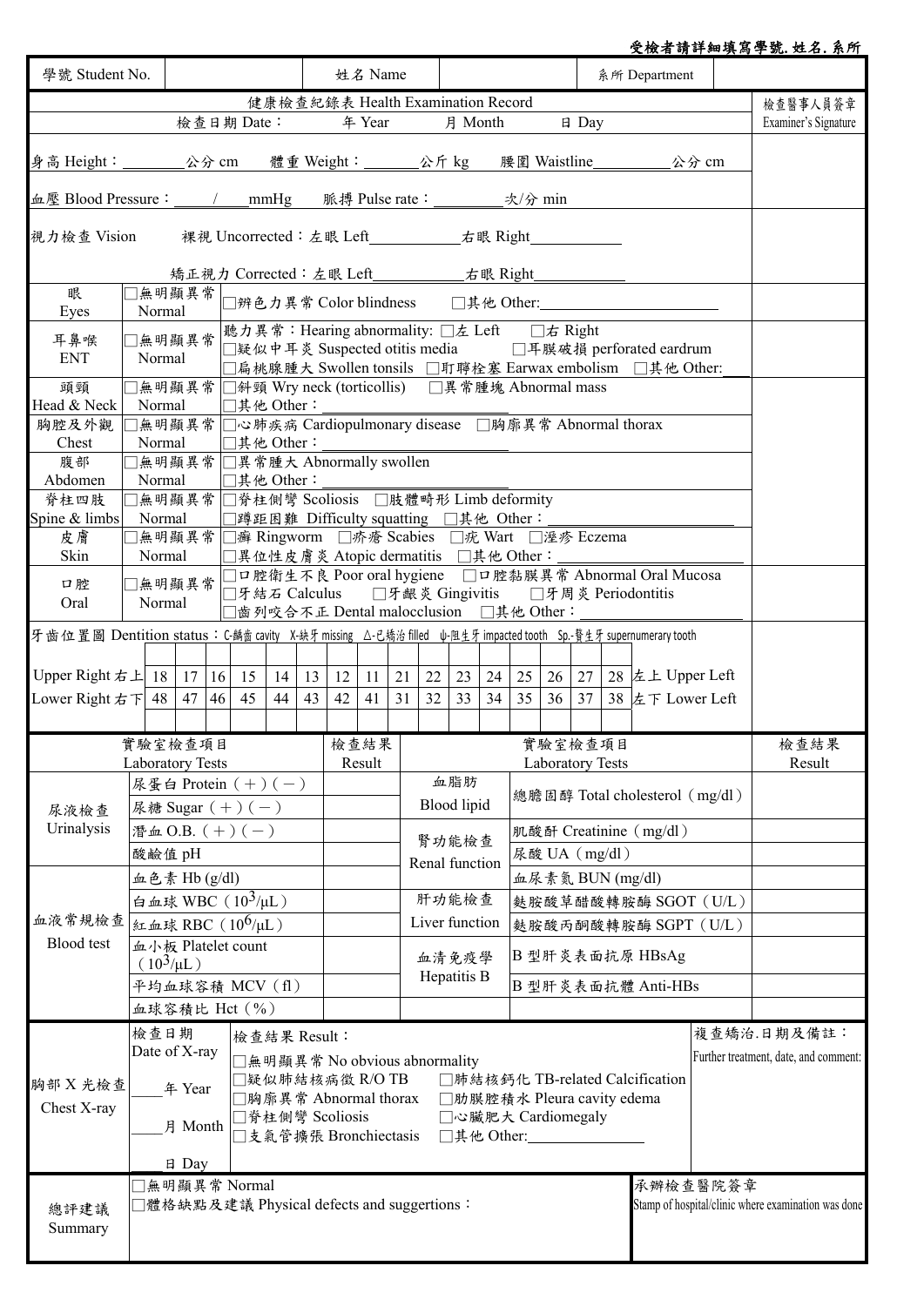**受檢者請詳細填寫學號.姓名.系所**

| 學號 Student No. | | 姓名 Name | | 系所 Department | |
|---|---|---|---|---|---|

| | |
|---|---|
| 健康檢查紀錄表 Health Examination Record<br>檢查日期 Date： 年 Year 月 Month 日 Day | 檢查醫事人員簽章 Examiner's Signature |
| 身高 Height：＿＿＿公分 cm 體重 Weight：＿＿＿公斤 kg 腰圍 Waistline＿＿＿公分 cm | |
| 血壓 Blood Pressure：＿＿/＿＿mmHg 脈搏 Pulse rate：＿＿＿次/分 min | |
| 視力檢查 Vision 裸視 Uncorrected：左眼 Left＿＿＿右眼 Right＿＿＿<br>矯正視力 Corrected：左眼 Left＿＿＿右眼 Right＿＿＿ | |

| | | | |
|---|---|---|---|
| 眼 Eyes | □無明顯異常 Normal | □辨色力異常 Color blindness □其他 Other:＿＿＿ | |
| 耳鼻喉 ENT | □無明顯異常 Normal | 聽力異常：Hearing abnormality: □左 Left □右 Right<br>□疑似中耳炎 Suspected otitis media □耳膜破損 perforated eardrum<br>□扁桃腺腫大 Swollen tonsils □耵聹栓塞 Earwax embolism □其他 Other:＿ | |
| 頭頸 Head & Neck | □無明顯異常 Normal | □斜頸 Wry neck (torticollis) □異常腫塊 Abnormal mass<br>□其他 Other：＿＿＿ | |
| 胸腔及外觀 Chest | □無明顯異常 Normal | □心肺疾病 Cardiopulmonary disease □胸廓異常 Abnormal thorax<br>□其他 Other：＿＿＿ | |
| 腹部 Abdomen | □無明顯異常 Normal | □異常腫大 Abnormally swollen<br>□其他 Other：＿＿＿ | |
| 脊柱四肢 Spine & limbs | □無明顯異常 Normal | □脊柱側彎 Scoliosis □肢體畸形 Limb deformity<br>□蹲距困難 Difficulty squatting □其他 Other：＿＿＿ | |
| 皮膚 Skin | □無明顯異常 Normal | □癬 Ringworm □疥瘡 Scabies □疣 Wart □溼疹 Eczema<br>□異位性皮膚炎 Atopic dermatitis □其他 Other：＿＿＿ | |
| 口腔 Oral | □無明顯異常 Normal | □口腔衛生不良 Poor oral hygiene □口腔黏膜異常 Abnormal Oral Mucosa<br>□牙結石 Calculus □牙齦炎 Gingivitis □牙周炎 Periodontitis<br>□齒列咬合不正 Dental malocclusion □其他 Other：＿＿＿ | |

牙齒位置圖 Dentition status：C-齲齒 cavity X-缺牙 missing △-已矯治 filled 㞢-阻生牙 impacted tooth Sp.-贅生牙 supernumerary tooth

| | | | | | | | | | | | | | | | | | |
|---|---|---|---|---|---|---|---|---|---|---|---|---|---|---|---|---|---|
| | | | | | | | | | | | | | | | | | |
| Upper Right 右上 | 18 | 17 | 16 | 15 | 14 | 13 | 12 | 11 | 21 | 22 | 23 | 24 | 25 | 26 | 27 | 28 | 左上 Upper Left |
| Lower Right 右下 | 48 | 47 | 46 | 45 | 44 | 43 | 42 | 41 | 31 | 32 | 33 | 34 | 35 | 36 | 37 | 38 | 左下 Lower Left |
| | | | | | | | | | | | | | | | | | |

| 實驗室檢查項目 Laboratory Tests | | 檢查結果 Result | 實驗室檢查項目 Laboratory Tests | | 檢查結果 Result |
|---|---|---|---|---|---|
| 尿液檢查 Urinalysis | 尿蛋白 Protein（＋）（－） | | 血脂肪 Blood lipid | 總膽固醇 Total cholesterol（mg/dl） | |
| | 尿糖 Sugar（＋）（－） | | | | |
| | 潛血 O.B.（＋）（－） | | 腎功能檢查 Renal function | 肌酸酐 Creatinine（mg/dl） | |
| | 酸鹼值 pH | | | 尿酸 UA（mg/dl） | |
| 血液常規檢查 Blood test | 血色素 Hb (g/dl) | | | 血尿素氮 BUN (mg/dl) | |
| | 白血球 WBC（$10^3/\mu L$） | | 肝功能檢查 Liver function | 麩胺酸草醋酸轉胺酶 SGOT（U/L） | |
| | 紅血球 RBC（$10^6/\mu L$） | | | 麩胺酸丙酮酸轉胺酶 SGPT（U/L） | |
| | 血小板 Platelet count（$10^3/\mu L$） | | 血清免疫學 Hepatitis B | B 型肝炎表面抗原 HBsAg | |
| | 平均血球容積 MCV（fl） | | | B 型肝炎表面抗體 Anti-HBs | |
| | 血球容積比 Hct（%） | | | | |

| | | | |
|---|---|---|---|
| 胸部 X 光檢查 Chest X-ray | 檢查日期 Date of X-ray<br>＿＿年 Year<br>＿＿月 Month<br>日 Day | 檢查結果 Result：<br>□無明顯異常 No obvious abnormality<br>□疑似肺結核病徵 R/O TB □肺結核鈣化 TB-related Calcification<br>□胸廓異常 Abnormal thorax □肋膜腔積水 Pleura cavity edema<br>□脊柱側彎 Scoliosis □心臟肥大 Cardiomegaly<br>□支氣管擴張 Bronchiectasis □其他 Other:＿＿＿ | 複查矯治.日期及備註：<br>Further treatment, date, and comment: |
| 總評建議 Summary | □無明顯異常 Normal<br>□體格缺點及建議 Physical defects and suggertions： | | 承辦檢查醫院簽章<br>Stamp of hospital/clinic where examination was done |